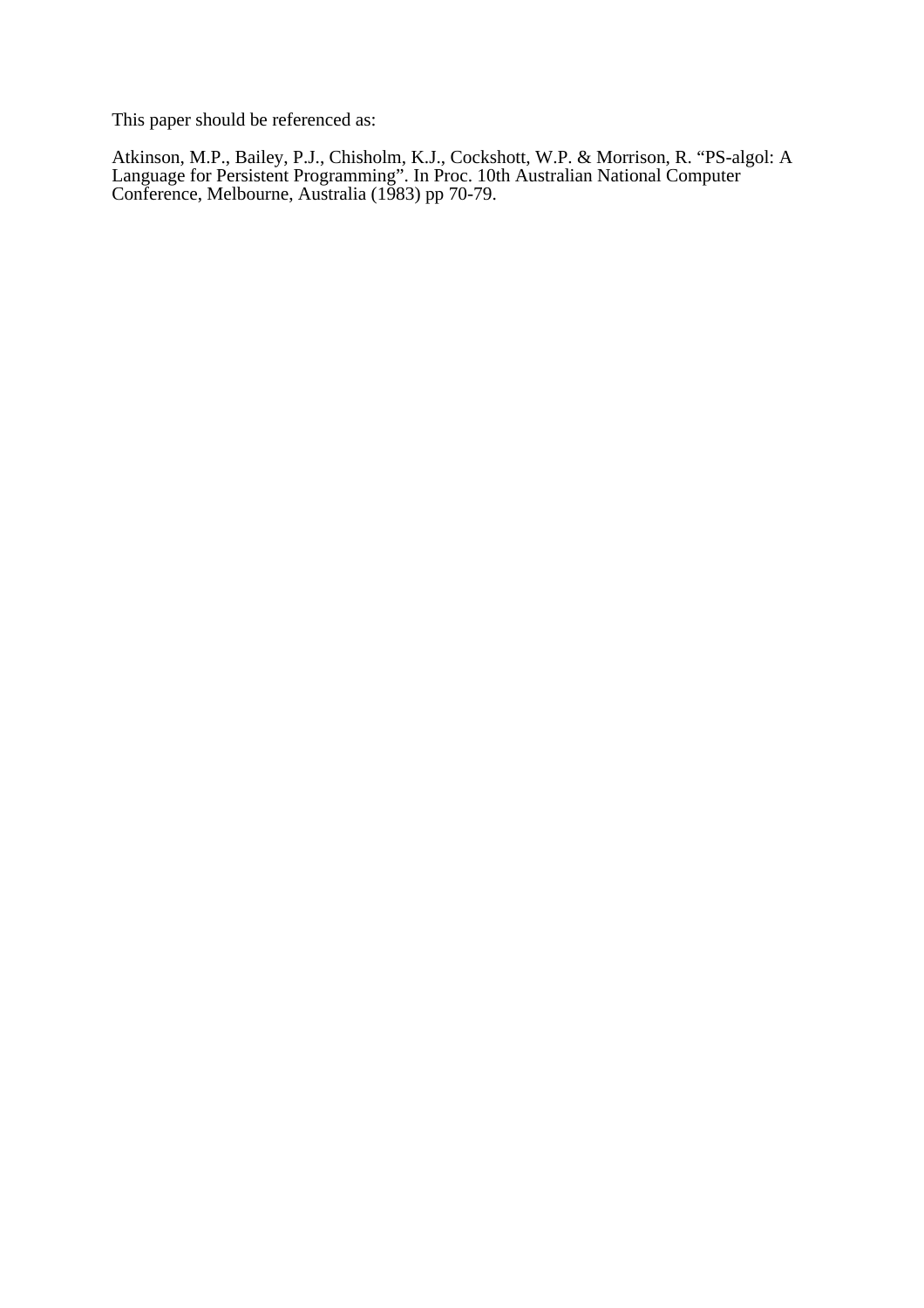This paper should be referenced as:

Atkinson, M.P., Bailey, P.J., Chisholm, K.J., Cockshott, W.P. & Morrison, R. "PS-algol: A Language for Persistent Programming". In Proc. 10th Australian National Computer Conference, Melbourne, Australia (1983) pp 70-79.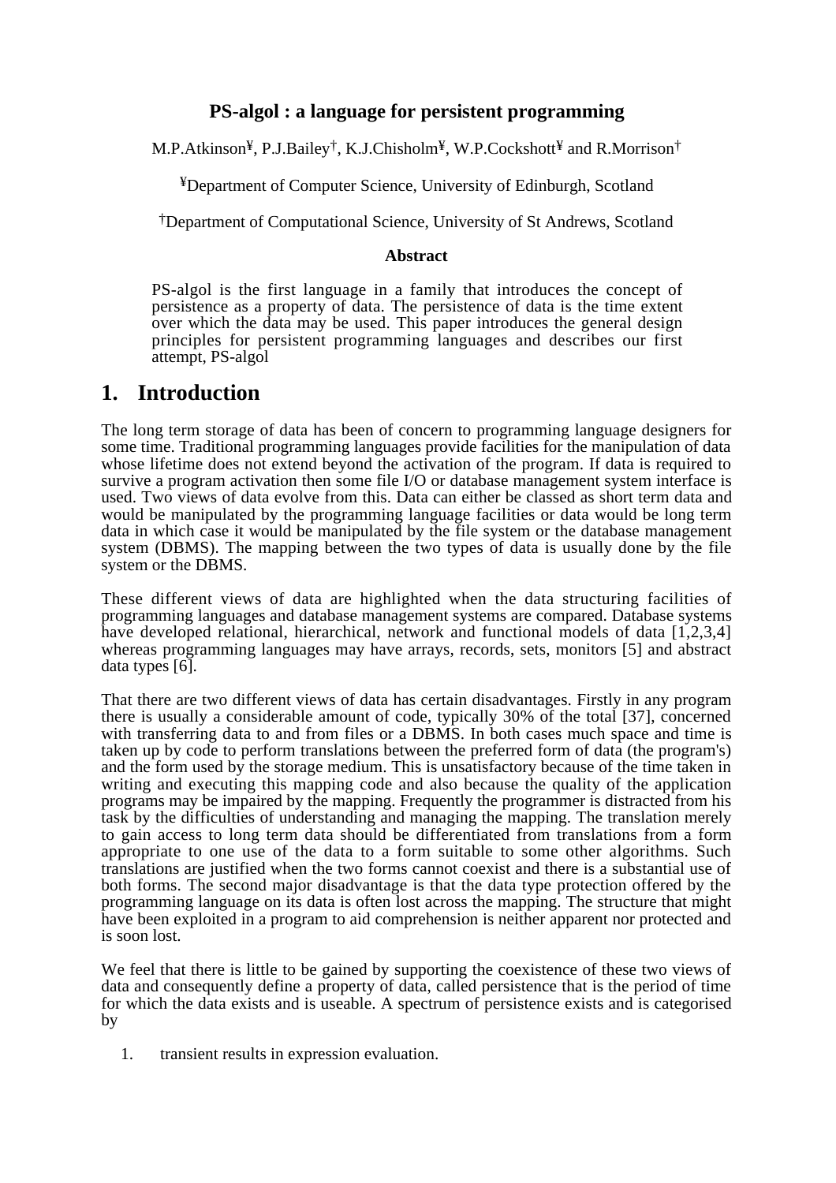# PS-algol : a language for persistent programming

M.P.Atkinson[¥], P.J.Bailey[†], K.J.Chisholm[¥], W.P.Cockshott[¥] and R.Morrison[†]

[¥]Department of Computer Science, University of Edinburgh, Scotland

[†]Department of Computational Science, University of St Andrews, Scotland

**Abstract**

PS-algol is the first language in a family that introduces the concept of persistence as a property of data. The persistence of data is the time extent over which the data may be used. This paper introduces the general design principles for persistent programming languages and describes our first attempt, PS-algol

## 1. Introduction

The long term storage of data has been of concern to programming language designers for some time. Traditional programming languages provide facilities for the manipulation of data whose lifetime does not extend beyond the activation of the program. If data is required to survive a program activation then some file I/O or database management system interface is used. Two views of data evolve from this. Data can either be classed as short term data and would be manipulated by the programming language facilities or data would be long term data in which case it would be manipulated by the file system or the database management system (DBMS). The mapping between the two types of data is usually done by the file system or the DBMS.

These different views of data are highlighted when the data structuring facilities of programming languages and database management systems are compared. Database systems have developed relational, hierarchical, network and functional models of data [1,2,3,4] whereas programming languages may have arrays, records, sets, monitors [5] and abstract data types [6].

That there are two different views of data has certain disadvantages. Firstly in any program there is usually a considerable amount of code, typically 30% of the total [37], concerned with transferring data to and from files or a DBMS. In both cases much space and time is taken up by code to perform translations between the preferred form of data (the program's) and the form used by the storage medium. This is unsatisfactory because of the time taken in writing and executing this mapping code and also because the quality of the application programs may be impaired by the mapping. Frequently the programmer is distracted from his task by the difficulties of understanding and managing the mapping. The translation merely to gain access to long term data should be differentiated from translations from a form appropriate to one use of the data to a form suitable to some other algorithms. Such translations are justified when the two forms cannot coexist and there is a substantial use of both forms. The second major disadvantage is that the data type protection offered by the programming language on its data is often lost across the mapping. The structure that might have been exploited in a program to aid comprehension is neither apparent nor protected and is soon lost.

We feel that there is little to be gained by supporting the coexistence of these two views of data and consequently define a property of data, called persistence that is the period of time for which the data exists and is useable. A spectrum of persistence exists and is categorised by

1. transient results in expression evaluation.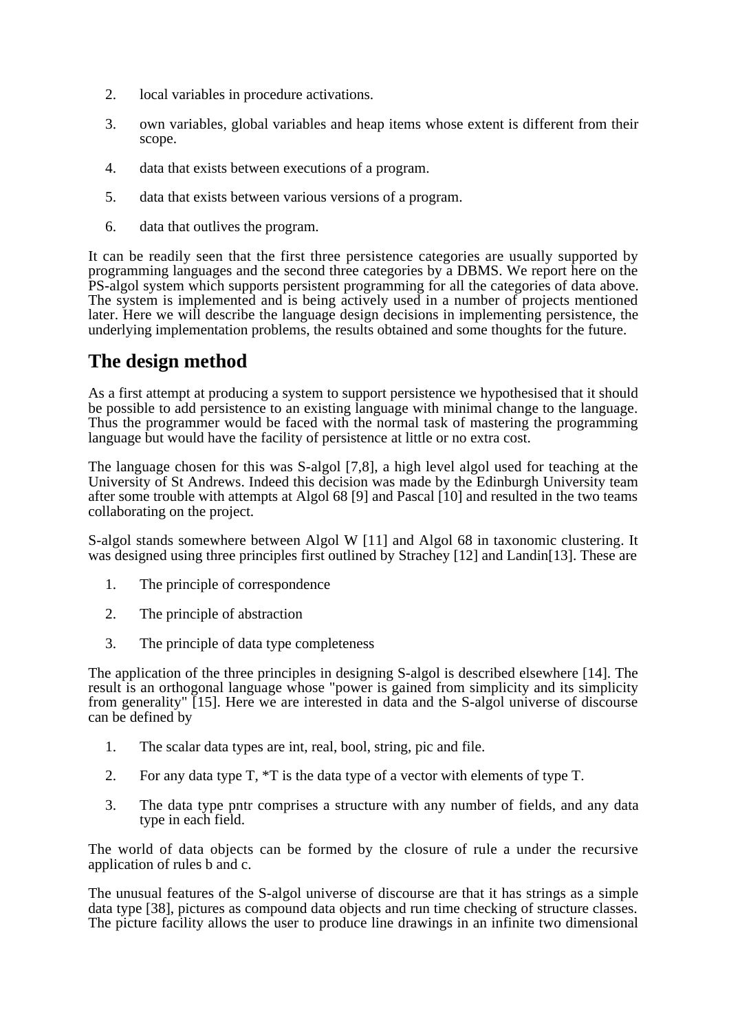2. local variables in procedure activations.

3. own variables, global variables and heap items whose extent is different from their scope.

4. data that exists between executions of a program.

5. data that exists between various versions of a program.

6. data that outlives the program.

It can be readily seen that the first three persistence categories are usually supported by programming languages and the second three categories by a DBMS. We report here on the PS-algol system which supports persistent programming for all the categories of data above. The system is implemented and is being actively used in a number of projects mentioned later. Here we will describe the language design decisions in implementing persistence, the underlying implementation problems, the results obtained and some thoughts for the future.

## The design method

As a first attempt at producing a system to support persistence we hypothesised that it should be possible to add persistence to an existing language with minimal change to the language. Thus the programmer would be faced with the normal task of mastering the programming language but would have the facility of persistence at little or no extra cost.

The language chosen for this was S-algol [7,8], a high level algol used for teaching at the University of St Andrews. Indeed this decision was made by the Edinburgh University team after some trouble with attempts at Algol 68 [9] and Pascal [10] and resulted in the two teams collaborating on the project.

S-algol stands somewhere between Algol W [11] and Algol 68 in taxonomic clustering. It was designed using three principles first outlined by Strachey [12] and Landin[13]. These are

1. The principle of correspondence

2. The principle of abstraction

3. The principle of data type completeness

The application of the three principles in designing S-algol is described elsewhere [14]. The result is an orthogonal language whose "power is gained from simplicity and its simplicity from generality" [15]. Here we are interested in data and the S-algol universe of discourse can be defined by

1. The scalar data types are int, real, bool, string, pic and file.

2. For any data type T, *T is the data type of a vector with elements of type T.

3. The data type pntr comprises a structure with any number of fields, and any data type in each field.

The world of data objects can be formed by the closure of rule a under the recursive application of rules b and c.

The unusual features of the S-algol universe of discourse are that it has strings as a simple data type [38], pictures as compound data objects and run time checking of structure classes. The picture facility allows the user to produce line drawings in an infinite two dimensional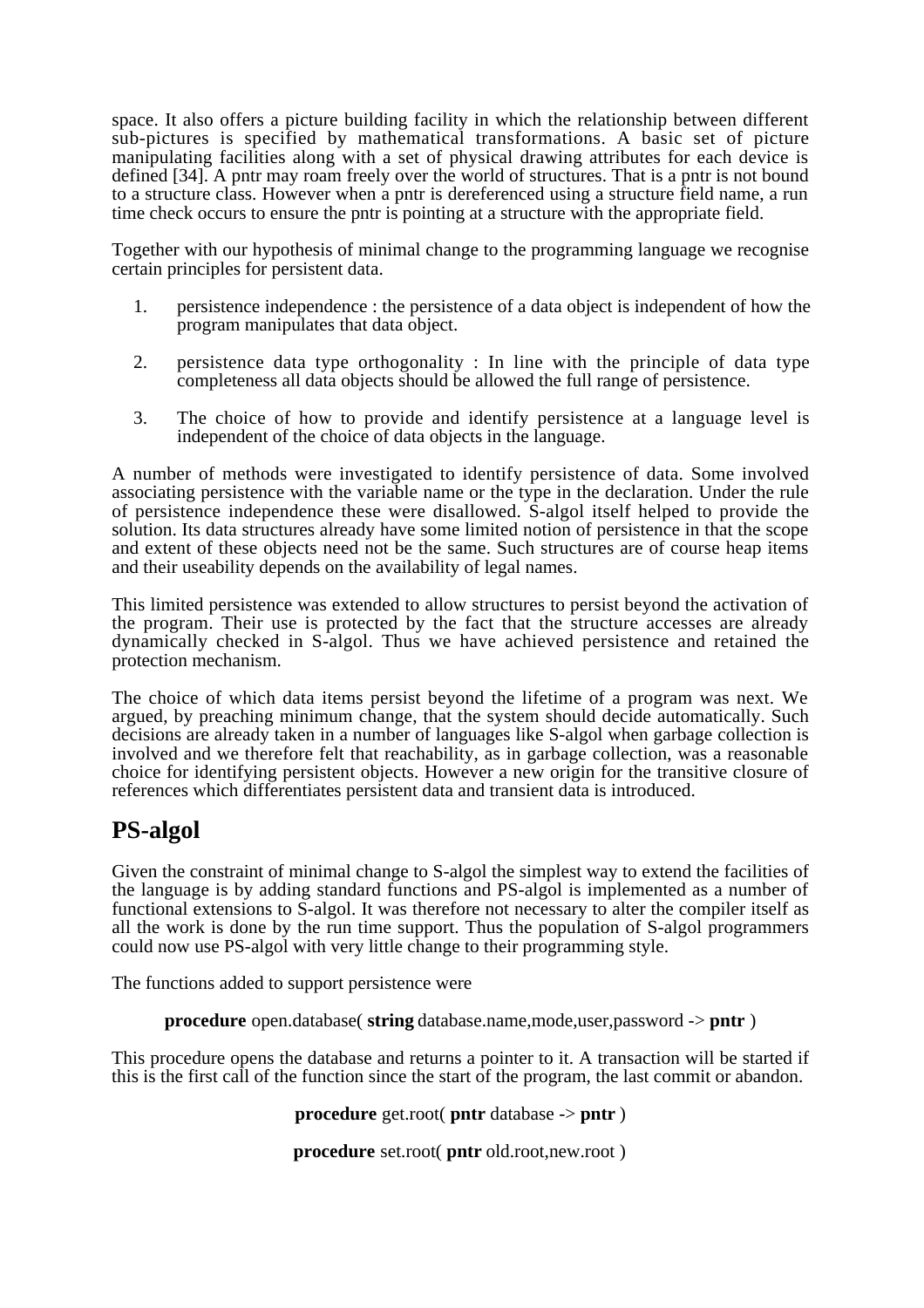space. It also offers a picture building facility in which the relationship between different sub-pictures is specified by mathematical transformations. A basic set of picture manipulating facilities along with a set of physical drawing attributes for each device is defined [34]. A pntr may roam freely over the world of structures. That is a pntr is not bound to a structure class. However when a pntr is dereferenced using a structure field name, a run time check occurs to ensure the pntr is pointing at a structure with the appropriate field.

Together with our hypothesis of minimal change to the programming language we recognise certain principles for persistent data.

1. persistence independence : the persistence of a data object is independent of how the program manipulates that data object.

2. persistence data type orthogonality : In line with the principle of data type completeness all data objects should be allowed the full range of persistence.

3. The choice of how to provide and identify persistence at a language level is independent of the choice of data objects in the language.

A number of methods were investigated to identify persistence of data. Some involved associating persistence with the variable name or the type in the declaration. Under the rule of persistence independence these were disallowed. S-algol itself helped to provide the solution. Its data structures already have some limited notion of persistence in that the scope and extent of these objects need not be the same. Such structures are of course heap items and their useability depends on the availability of legal names.

This limited persistence was extended to allow structures to persist beyond the activation of the program. Their use is protected by the fact that the structure accesses are already dynamically checked in S-algol. Thus we have achieved persistence and retained the protection mechanism.

The choice of which data items persist beyond the lifetime of a program was next. We argued, by preaching minimum change, that the system should decide automatically. Such decisions are already taken in a number of languages like S-algol when garbage collection is involved and we therefore felt that reachability, as in garbage collection, was a reasonable choice for identifying persistent objects. However a new origin for the transitive closure of references which differentiates persistent data and transient data is introduced.

## PS-algol

Given the constraint of minimal change to S-algol the simplest way to extend the facilities of the language is by adding standard functions and PS-algol is implemented as a number of functional extensions to S-algol. It was therefore not necessary to alter the compiler itself as all the work is done by the run time support. Thus the population of S-algol programmers could now use PS-algol with very little change to their programming style.

The functions added to support persistence were

**procedure** open.database( **string** database.name,mode,user,password -> **pntr** )

This procedure opens the database and returns a pointer to it. A transaction will be started if this is the first call of the function since the start of the program, the last commit or abandon.

**procedure** get.root( **pntr** database -> **pntr** )

**procedure** set.root( **pntr** old.root,new.root )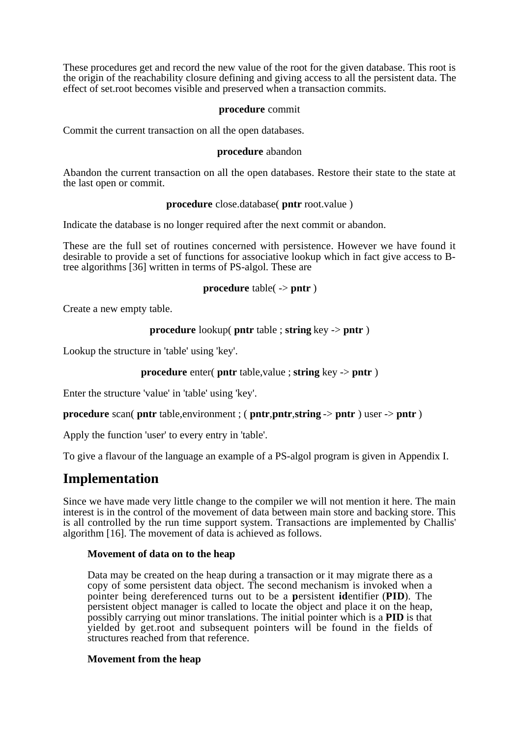These procedures get and record the new value of the root for the given database. This root is the origin of the reachability closure defining and giving access to all the persistent data. The effect of set.root becomes visible and preserved when a transaction commits.

**procedure** commit

Commit the current transaction on all the open databases.

**procedure** abandon

Abandon the current transaction on all the open databases. Restore their state to the state at the last open or commit.

**procedure** close.database( **pntr** root.value )

Indicate the database is no longer required after the next commit or abandon.

These are the full set of routines concerned with persistence. However we have found it desirable to provide a set of functions for associative lookup which in fact give access to B-tree algorithms [36] written in terms of PS-algol. These are

**procedure** table( -> **pntr** )

Create a new empty table.

**procedure** lookup( **pntr** table ; **string** key -> **pntr** )

Lookup the structure in 'table' using 'key'.

**procedure** enter( **pntr** table,value ; **string** key -> **pntr** )

Enter the structure 'value' in 'table' using 'key'.

**procedure** scan( **pntr** table,environment ; ( **pntr**,**pntr**,**string** -> **pntr** ) user -> **pntr** )

Apply the function 'user' to every entry in 'table'.

To give a flavour of the language an example of a PS-algol program is given in Appendix I.

## Implementation

Since we have made very little change to the compiler we will not mention it here. The main interest is in the control of the movement of data between main store and backing store. This is all controlled by the run time support system. Transactions are implemented by Challis' algorithm [16]. The movement of data is achieved as follows.

**Movement of data on to the heap**

Data may be created on the heap during a transaction or it may migrate there as a copy of some persistent data object. The second mechanism is invoked when a pointer being dereferenced turns out to be a **p**ersistent **id**entifier (**PID**). The persistent object manager is called to locate the object and place it on the heap, possibly carrying out minor translations. The initial pointer which is a **PID** is that yielded by get.root and subsequent pointers will be found in the fields of structures reached from that reference.

**Movement from the heap**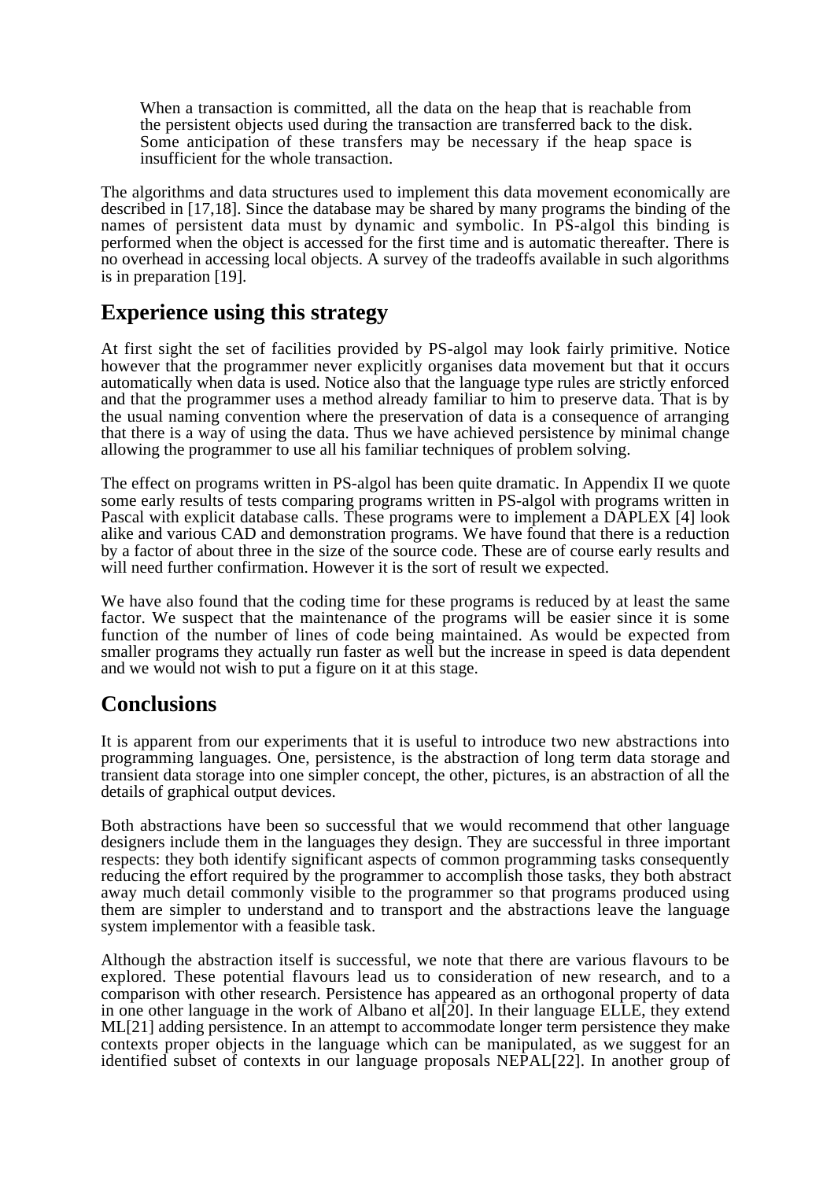> When a transaction is committed, all the data on the heap that is reachable from the persistent objects used during the transaction are transferred back to the disk. Some anticipation of these transfers may be necessary if the heap space is insufficient for the whole transaction.

The algorithms and data structures used to implement this data movement economically are described in [17,18]. Since the database may be shared by many programs the binding of the names of persistent data must by dynamic and symbolic. In PS-algol this binding is performed when the object is accessed for the first time and is automatic thereafter. There is no overhead in accessing local objects. A survey of the tradeoffs available in such algorithms is in preparation [19].

## Experience using this strategy

At first sight the set of facilities provided by PS-algol may look fairly primitive. Notice however that the programmer never explicitly organises data movement but that it occurs automatically when data is used. Notice also that the language type rules are strictly enforced and that the programmer uses a method already familiar to him to preserve data. That is by the usual naming convention where the preservation of data is a consequence of arranging that there is a way of using the data. Thus we have achieved persistence by minimal change allowing the programmer to use all his familiar techniques of problem solving.

The effect on programs written in PS-algol has been quite dramatic. In Appendix II we quote some early results of tests comparing programs written in PS-algol with programs written in Pascal with explicit database calls. These programs were to implement a DAPLEX [4] look alike and various CAD and demonstration programs. We have found that there is a reduction by a factor of about three in the size of the source code. These are of course early results and will need further confirmation. However it is the sort of result we expected.

We have also found that the coding time for these programs is reduced by at least the same factor. We suspect that the maintenance of the programs will be easier since it is some function of the number of lines of code being maintained. As would be expected from smaller programs they actually run faster as well but the increase in speed is data dependent and we would not wish to put a figure on it at this stage.

## Conclusions

It is apparent from our experiments that it is useful to introduce two new abstractions into programming languages. One, persistence, is the abstraction of long term data storage and transient data storage into one simpler concept, the other, pictures, is an abstraction of all the details of graphical output devices.

Both abstractions have been so successful that we would recommend that other language designers include them in the languages they design. They are successful in three important respects: they both identify significant aspects of common programming tasks consequently reducing the effort required by the programmer to accomplish those tasks, they both abstract away much detail commonly visible to the programmer so that programs produced using them are simpler to understand and to transport and the abstractions leave the language system implementor with a feasible task.

Although the abstraction itself is successful, we note that there are various flavours to be explored. These potential flavours lead us to consideration of new research, and to a comparison with other research. Persistence has appeared as an orthogonal property of data in one other language in the work of Albano et al[20]. In their language ELLE, they extend ML[21] adding persistence. In an attempt to accommodate longer term persistence they make contexts proper objects in the language which can be manipulated, as we suggest for an identified subset of contexts in our language proposals NEPAL[22]. In another group of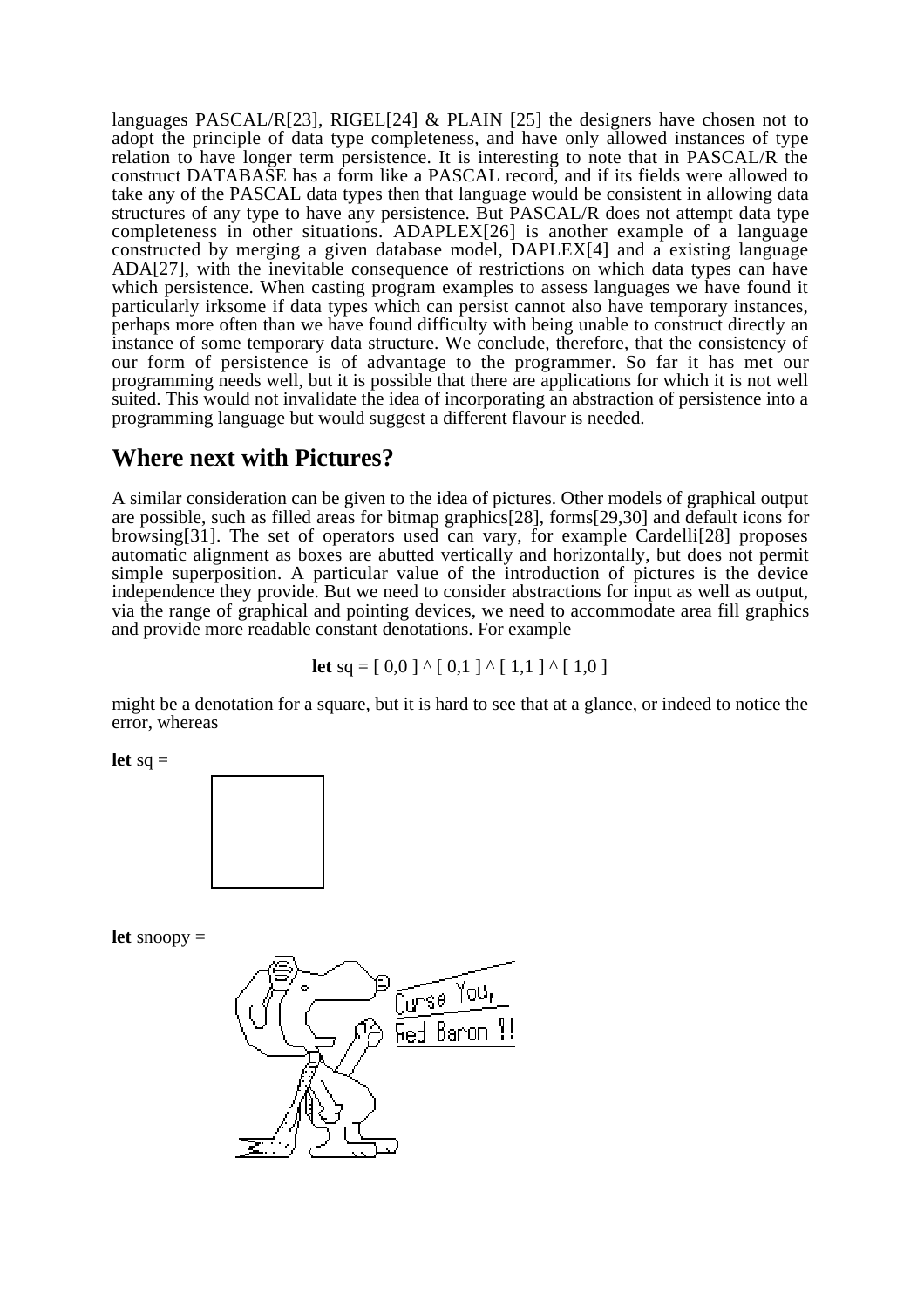languages PASCAL/R[23], RIGEL[24] & PLAIN [25] the designers have chosen not to adopt the principle of data type completeness, and have only allowed instances of type relation to have longer term persistence. It is interesting to note that in PASCAL/R the construct DATABASE has a form like a PASCAL record, and if its fields were allowed to take any of the PASCAL data types then that language would be consistent in allowing data structures of any type to have any persistence. But PASCAL/R does not attempt data type completeness in other situations. ADAPLEX[26] is another example of a language constructed by merging a given database model, DAPLEX[4] and a existing language ADA[27], with the inevitable consequence of restrictions on which data types can have which persistence. When casting program examples to assess languages we have found it particularly irksome if data types which can persist cannot also have temporary instances, perhaps more often than we have found difficulty with being unable to construct directly an instance of some temporary data structure. We conclude, therefore, that the consistency of our form of persistence is of advantage to the programmer. So far it has met our programming needs well, but it is possible that there are applications for which it is not well suited. This would not invalidate the idea of incorporating an abstraction of persistence into a programming language but would suggest a different flavour is needed.

## Where next with Pictures?

A similar consideration can be given to the idea of pictures. Other models of graphical output are possible, such as filled areas for bitmap graphics[28], forms[29,30] and default icons for browsing[31]. The set of operators used can vary, for example Cardelli[28] proposes automatic alignment as boxes are abutted vertically and horizontally, but does not permit simple superposition. A particular value of the introduction of pictures is the device independence they provide. But we need to consider abstractions for input as well as output, via the range of graphical and pointing devices, we need to accommodate area fill graphics and provide more readable constant denotations. For example

**let** sq = [ 0,0 ] ^ [ 0,1 ] ^ [ 1,1 ] ^ [ 1,0 ]

might be a denotation for a square, but it is hard to see that at a glance, or indeed to notice the error, whereas

**let** sq =

**let** snoopy =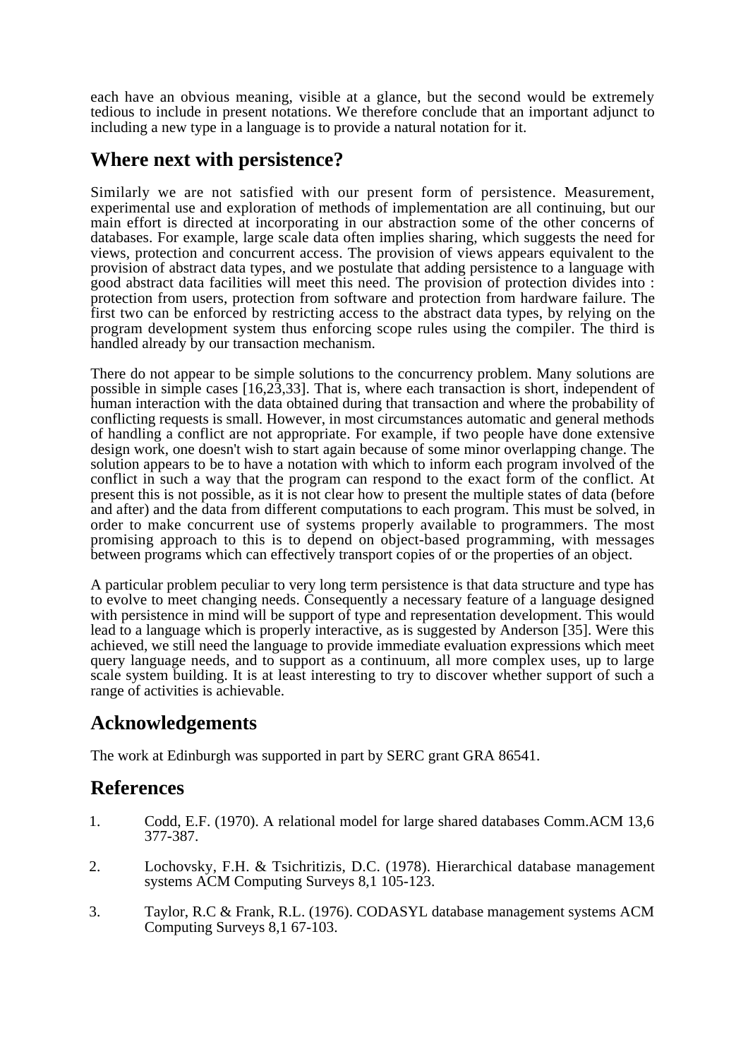each have an obvious meaning, visible at a glance, but the second would be extremely tedious to include in present notations. We therefore conclude that an important adjunct to including a new type in a language is to provide a natural notation for it.

## Where next with persistence?

Similarly we are not satisfied with our present form of persistence. Measurement, experimental use and exploration of methods of implementation are all continuing, but our main effort is directed at incorporating in our abstraction some of the other concerns of databases. For example, large scale data often implies sharing, which suggests the need for views, protection and concurrent access. The provision of views appears equivalent to the provision of abstract data types, and we postulate that adding persistence to a language with good abstract data facilities will meet this need. The provision of protection divides into : protection from users, protection from software and protection from hardware failure. The first two can be enforced by restricting access to the abstract data types, by relying on the program development system thus enforcing scope rules using the compiler. The third is handled already by our transaction mechanism.

There do not appear to be simple solutions to the concurrency problem. Many solutions are possible in simple cases [16,23,33]. That is, where each transaction is short, independent of human interaction with the data obtained during that transaction and where the probability of conflicting requests is small. However, in most circumstances automatic and general methods of handling a conflict are not appropriate. For example, if two people have done extensive design work, one doesn't wish to start again because of some minor overlapping change. The solution appears to be to have a notation with which to inform each program involved of the conflict in such a way that the program can respond to the exact form of the conflict. At present this is not possible, as it is not clear how to present the multiple states of data (before and after) and the data from different computations to each program. This must be solved, in order to make concurrent use of systems properly available to programmers. The most promising approach to this is to depend on object-based programming, with messages between programs which can effectively transport copies of or the properties of an object.

A particular problem peculiar to very long term persistence is that data structure and type has to evolve to meet changing needs. Consequently a necessary feature of a language designed with persistence in mind will be support of type and representation development. This would lead to a language which is properly interactive, as is suggested by Anderson [35]. Were this achieved, we still need the language to provide immediate evaluation expressions which meet query language needs, and to support as a continuum, all more complex uses, up to large scale system building. It is at least interesting to try to discover whether support of such a range of activities is achievable.

## Acknowledgements

The work at Edinburgh was supported in part by SERC grant GRA 86541.

## References

1. Codd, E.F. (1970). A relational model for large shared databases Comm.ACM 13,6 377-387.

2. Lochovsky, F.H. & Tsichritizis, D.C. (1978). Hierarchical database management systems ACM Computing Surveys 8,1 105-123.

3. Taylor, R.C & Frank, R.L. (1976). CODASYL database management systems ACM Computing Surveys 8,1 67-103.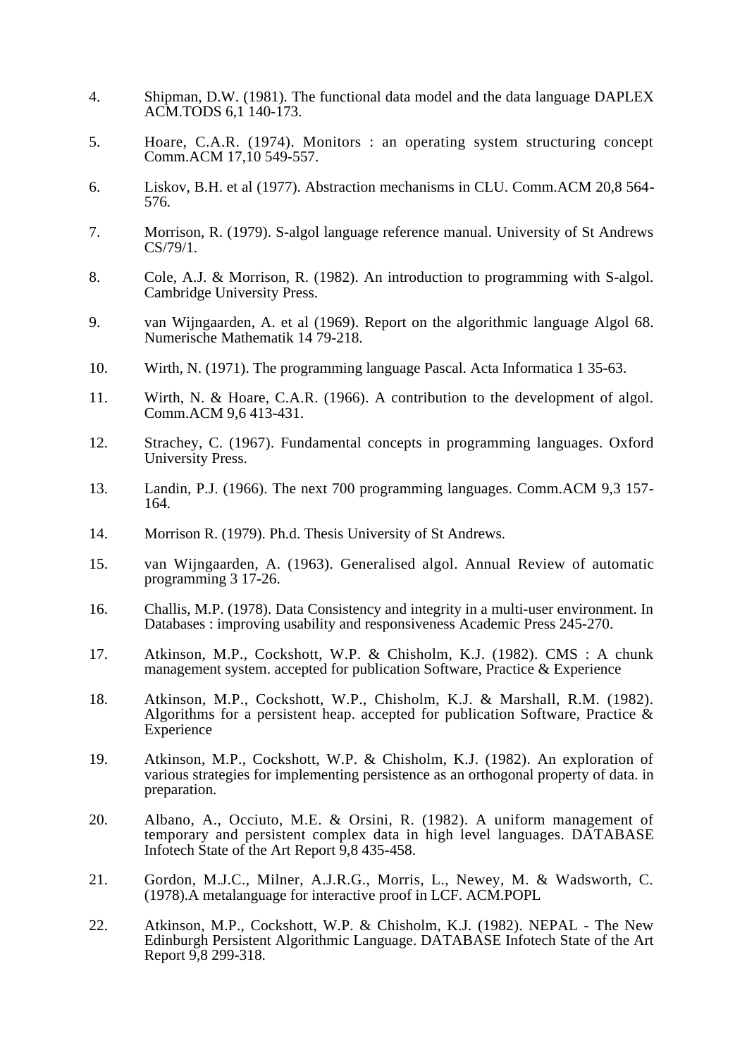4. Shipman, D.W. (1981). The functional data model and the data language DAPLEX ACM.TODS 6,1 140-173.

5. Hoare, C.A.R. (1974). Monitors : an operating system structuring concept Comm.ACM 17,10 549-557.

6. Liskov, B.H. et al (1977). Abstraction mechanisms in CLU. Comm.ACM 20,8 564-576.

7. Morrison, R. (1979). S-algol language reference manual. University of St Andrews CS/79/1.

8. Cole, A.J. & Morrison, R. (1982). An introduction to programming with S-algol. Cambridge University Press.

9. van Wijngaarden, A. et al (1969). Report on the algorithmic language Algol 68. Numerische Mathematik 14 79-218.

10. Wirth, N. (1971). The programming language Pascal. Acta Informatica 1 35-63.

11. Wirth, N. & Hoare, C.A.R. (1966). A contribution to the development of algol. Comm.ACM 9,6 413-431.

12. Strachey, C. (1967). Fundamental concepts in programming languages. Oxford University Press.

13. Landin, P.J. (1966). The next 700 programming languages. Comm.ACM 9,3 157-164.

14. Morrison R. (1979). Ph.d. Thesis University of St Andrews.

15. van Wijngaarden, A. (1963). Generalised algol. Annual Review of automatic programming 3 17-26.

16. Challis, M.P. (1978). Data Consistency and integrity in a multi-user environment. In Databases : improving usability and responsiveness Academic Press 245-270.

17. Atkinson, M.P., Cockshott, W.P. & Chisholm, K.J. (1982). CMS : A chunk management system. accepted for publication Software, Practice & Experience

18. Atkinson, M.P., Cockshott, W.P., Chisholm, K.J. & Marshall, R.M. (1982). Algorithms for a persistent heap. accepted for publication Software, Practice & Experience

19. Atkinson, M.P., Cockshott, W.P. & Chisholm, K.J. (1982). An exploration of various strategies for implementing persistence as an orthogonal property of data. in preparation.

20. Albano, A., Occiuto, M.E. & Orsini, R. (1982). A uniform management of temporary and persistent complex data in high level languages. DATABASE Infotech State of the Art Report 9,8 435-458.

21. Gordon, M.J.C., Milner, A.J.R.G., Morris, L., Newey, M. & Wadsworth, C. (1978).A metalanguage for interactive proof in LCF. ACM.POPL

22. Atkinson, M.P., Cockshott, W.P. & Chisholm, K.J. (1982). NEPAL - The New Edinburgh Persistent Algorithmic Language. DATABASE Infotech State of the Art Report 9,8 299-318.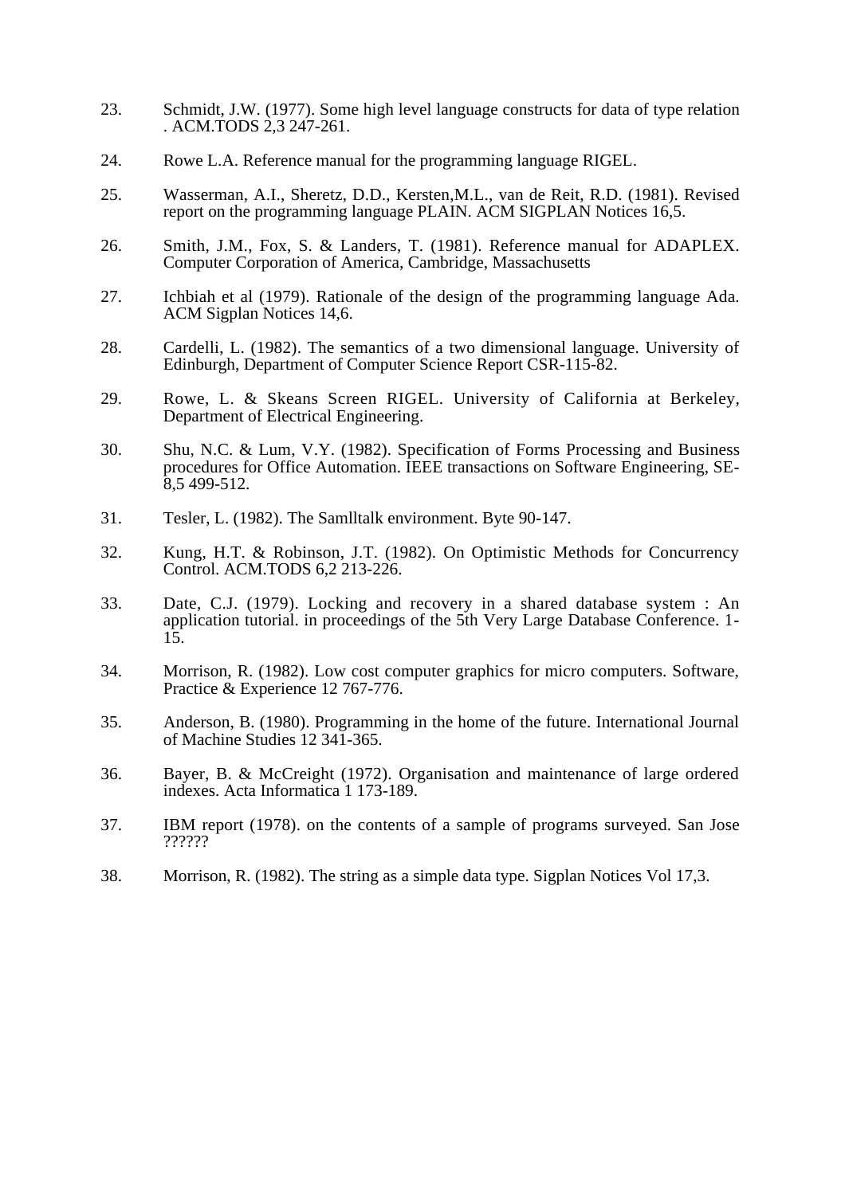23. Schmidt, J.W. (1977). Some high level language constructs for data of type relation . ACM.TODS 2,3 247-261.

24. Rowe L.A. Reference manual for the programming language RIGEL.

25. Wasserman, A.I., Sheretz, D.D., Kersten,M.L., van de Reit, R.D. (1981). Revised report on the programming language PLAIN. ACM SIGPLAN Notices 16,5.

26. Smith, J.M., Fox, S. & Landers, T. (1981). Reference manual for ADAPLEX. Computer Corporation of America, Cambridge, Massachusetts

27. Ichbiah et al (1979). Rationale of the design of the programming language Ada. ACM Sigplan Notices 14,6.

28. Cardelli, L. (1982). The semantics of a two dimensional language. University of Edinburgh, Department of Computer Science Report CSR-115-82.

29. Rowe, L. & Skeans Screen RIGEL. University of California at Berkeley, Department of Electrical Engineering.

30. Shu, N.C. & Lum, V.Y. (1982). Specification of Forms Processing and Business procedures for Office Automation. IEEE transactions on Software Engineering, SE-8,5 499-512.

31. Tesler, L. (1982). The Samlltalk environment. Byte 90-147.

32. Kung, H.T. & Robinson, J.T. (1982). On Optimistic Methods for Concurrency Control. ACM.TODS 6,2 213-226.

33. Date, C.J. (1979). Locking and recovery in a shared database system : An application tutorial. in proceedings of the 5th Very Large Database Conference. 1-15.

34. Morrison, R. (1982). Low cost computer graphics for micro computers. Software, Practice & Experience 12 767-776.

35. Anderson, B. (1980). Programming in the home of the future. International Journal of Machine Studies 12 341-365.

36. Bayer, B. & McCreight (1972). Organisation and maintenance of large ordered indexes. Acta Informatica 1 173-189.

37. IBM report (1978). on the contents of a sample of programs surveyed. San Jose ??????

38. Morrison, R. (1982). The string as a simple data type. Sigplan Notices Vol 17,3.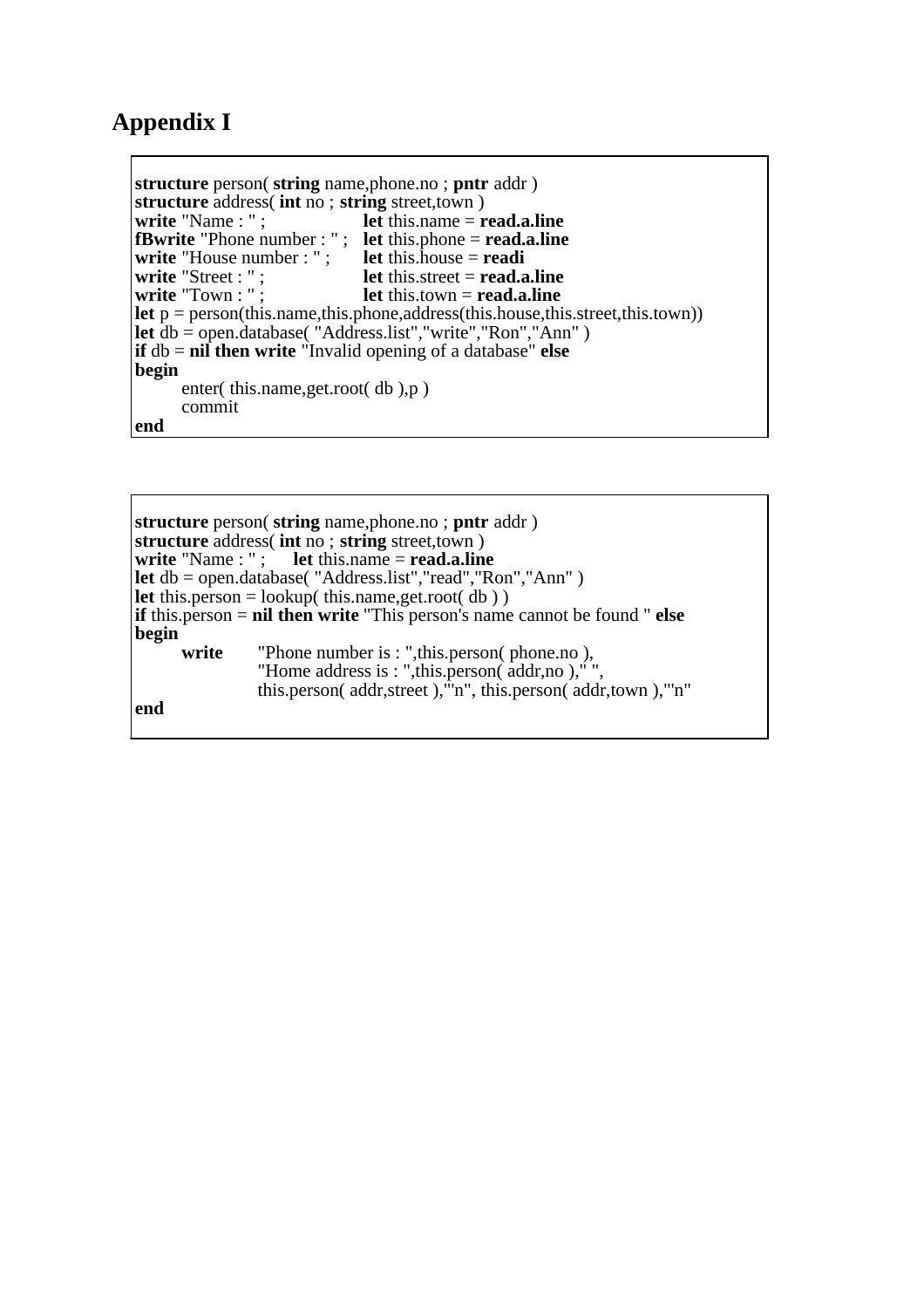# Appendix I

```
structure person( string name,phone.no ; pntr addr )
structure address( int no ; string street,town )
write "Name : " ;               let this.name = read.a.line
fBwrite "Phone number : " ;     let this.phone = read.a.line
write "House number : " ;       let this.house = readi
write "Street : " ;             let this.street = read.a.line
write "Town : " ;               let this.town = read.a.line
let p = person(this.name,this.phone,address(this.house,this.street,this.town))
let db = open.database( "Address.list","write","Ron","Ann" )
if db = nil then write "Invalid opening of a database" else
begin
        enter( this.name,get.root( db ),p )
        commit
end
```

```
structure person( string name,phone.no ; pntr addr )
structure address( int no ; string street,town )
write "Name : " ;     let this.name = read.a.line
let db = open.database( "Address.list","read","Ron","Ann" )
let this.person = lookup( this.name,get.root( db ) )
if this.person = nil then write "This person's name cannot be found " else
begin
        write       "Phone number is : ",this.person( phone.no ),
                    "Home address is : ",this.person( addr,no )," ",
                    this.person( addr,street ),"'n", this.person( addr,town ),"'n"
end
```